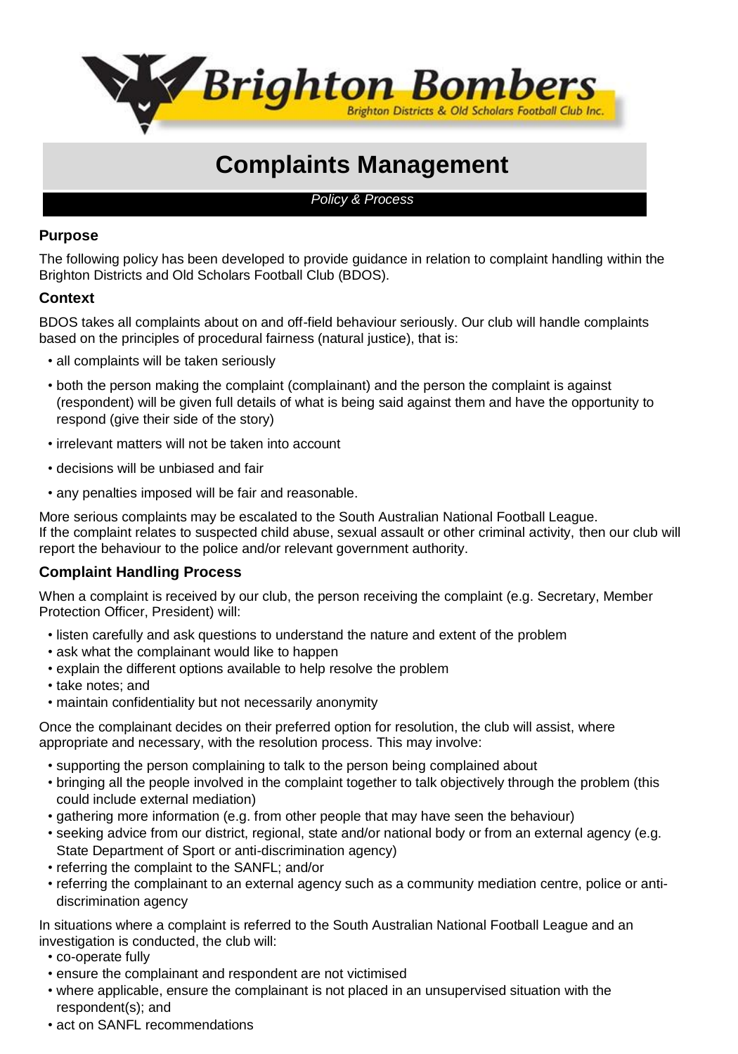# Brighton Bombers

Brighton Districts & Old Scholars Football Club Inc.

# Complaints Management

*Policy & Process*

## Purpose

The following policy has been developed to provide guidance in relation to complaint handling within the Brighton Districts and Old Scholars Football Club (BDOS).

## Context

BDOS takes all complaints about on and off-field behaviour seriously. Our club will handle complaints based on the principles of procedural fairness (natural justice), that is:

- all complaints will be taken seriously
- both the person making the complaint (complainant) and the person the complaint is against (respondent) will be given full details of what is being said against them and have the opportunity to respond (give their side of the story)
- irrelevant matters will not be taken into account
- decisions will be unbiased and fair
- any penalties imposed will be fair and reasonable.

More serious complaints may be escalated to the South Australian National Football League. If the complaint relates to suspected child abuse, sexual assault or other criminal activity, then our club will report the behaviour to the police and/or relevant government authority.

## Complaint Handling Process

When a complaint is received by our club, the person receiving the complaint (e.g. Secretary, Member Protection Officer, President) will:

- listen carefully and ask questions to understand the nature and extent of the problem
- ask what the complainant would like to happen
- explain the different options available to help resolve the problem
- take notes; and
- maintain confidentiality but not necessarily anonymity

Once the complainant decides on their preferred option for resolution, the club will assist, where appropriate and necessary, with the resolution process. This may involve:

- supporting the person complaining to talk to the person being complained about
- bringing all the people involved in the complaint together to talk objectively through the problem (this could include external mediation)
- gathering more information (e.g. from other people that may have seen the behaviour)
- seeking advice from our district, regional, state and/or national body or from an external agency (e.g. State Department of Sport or anti-discrimination agency)
- referring the complaint to the SANFL; and/or
- referring the complainant to an external agency such as a community mediation centre, police or anti-discrimination agency

In situations where a complaint is referred to the South Australian National Football League and an investigation is conducted, the club will:

- co-operate fully
- ensure the complainant and respondent are not victimised
- where applicable, ensure the complainant is not placed in an unsupervised situation with the respondent(s); and
- act on SANFL recommendations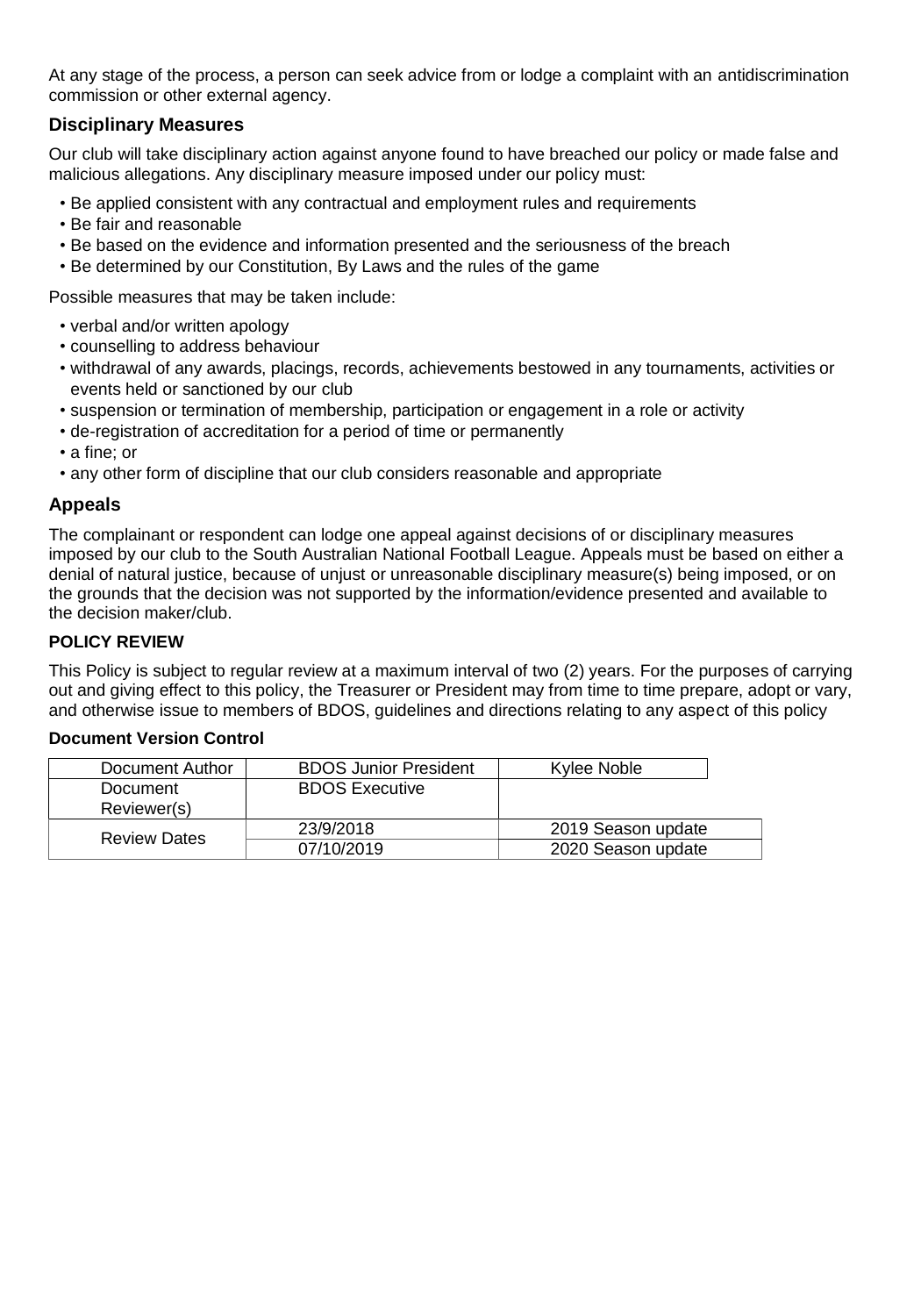At any stage of the process, a person can seek advice from or lodge a complaint with an antidiscrimination commission or other external agency.

## Disciplinary Measures

Our club will take disciplinary action against anyone found to have breached our policy or made false and malicious allegations. Any disciplinary measure imposed under our policy must:

- Be applied consistent with any contractual and employment rules and requirements
- Be fair and reasonable
- Be based on the evidence and information presented and the seriousness of the breach
- Be determined by our Constitution, By Laws and the rules of the game

Possible measures that may be taken include:

- verbal and/or written apology
- counselling to address behaviour
- withdrawal of any awards, placings, records, achievements bestowed in any tournaments, activities or events held or sanctioned by our club
- suspension or termination of membership, participation or engagement in a role or activity
- de-registration of accreditation for a period of time or permanently
- a fine; or
- any other form of discipline that our club considers reasonable and appropriate

## Appeals

The complainant or respondent can lodge one appeal against decisions of or disciplinary measures imposed by our club to the South Australian National Football League. Appeals must be based on either a denial of natural justice, because of unjust or unreasonable disciplinary measure(s) being imposed, or on the grounds that the decision was not supported by the information/evidence presented and available to the decision maker/club.

### POLICY REVIEW

This Policy is subject to regular review at a maximum interval of two (2) years. For the purposes of carrying out and giving effect to this policy, the Treasurer or President may from time to time prepare, adopt or vary, and otherwise issue to members of BDOS, guidelines and directions relating to any aspect of this policy

**Document Version Control**

| | | |
|---|---|---|
| Document Author | BDOS Junior President | Kylee Noble |
| Document Reviewer(s) | BDOS Executive | |
| Review Dates | 23/9/2018 | 2019 Season update |
| | 07/10/2019 | 2020 Season update |